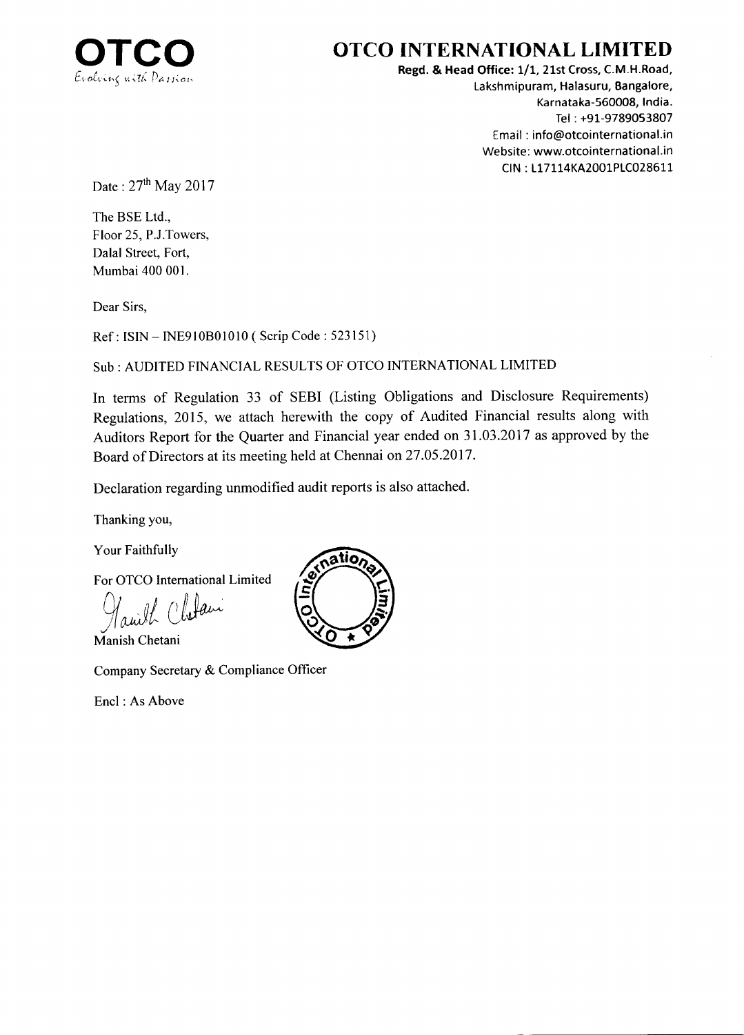**OTCO**
*Evolving with Passion*

# OTCO INTERNATIONAL LIMITED

**Regd. & Head Office: 1/1, 21st Cross, C.M.H.Road,**
Lakshmipuram, Halasuru, Bangalore,
Karnataka-560008, India.
Tel : +91-9789053807
Email : info@otcointernational.in
Website: www.otcointernational.in
CIN : L17114KA2001PLC028611

Date : 27th May 2017

The BSE Ltd.,
Floor 25, P.J.Towers,
Dalal Street, Fort,
Mumbai 400 001.

Dear Sirs,

Ref : ISIN – INE910B01010 ( Scrip Code : 523151)

Sub : AUDITED FINANCIAL RESULTS OF OTCO INTERNATIONAL LIMITED

In terms of Regulation 33 of SEBI (Listing Obligations and Disclosure Requirements) Regulations, 2015, we attach herewith the copy of Audited Financial results along with Auditors Report for the Quarter and Financial year ended on 31.03.2017 as approved by the Board of Directors at its meeting held at Chennai on 27.05.2017.

Declaration regarding unmodified audit reports is also attached.

Thanking you,

Your Faithfully

For OTCO International Limited

Manish Chetani

Company Secretary & Compliance Officer

Encl : As Above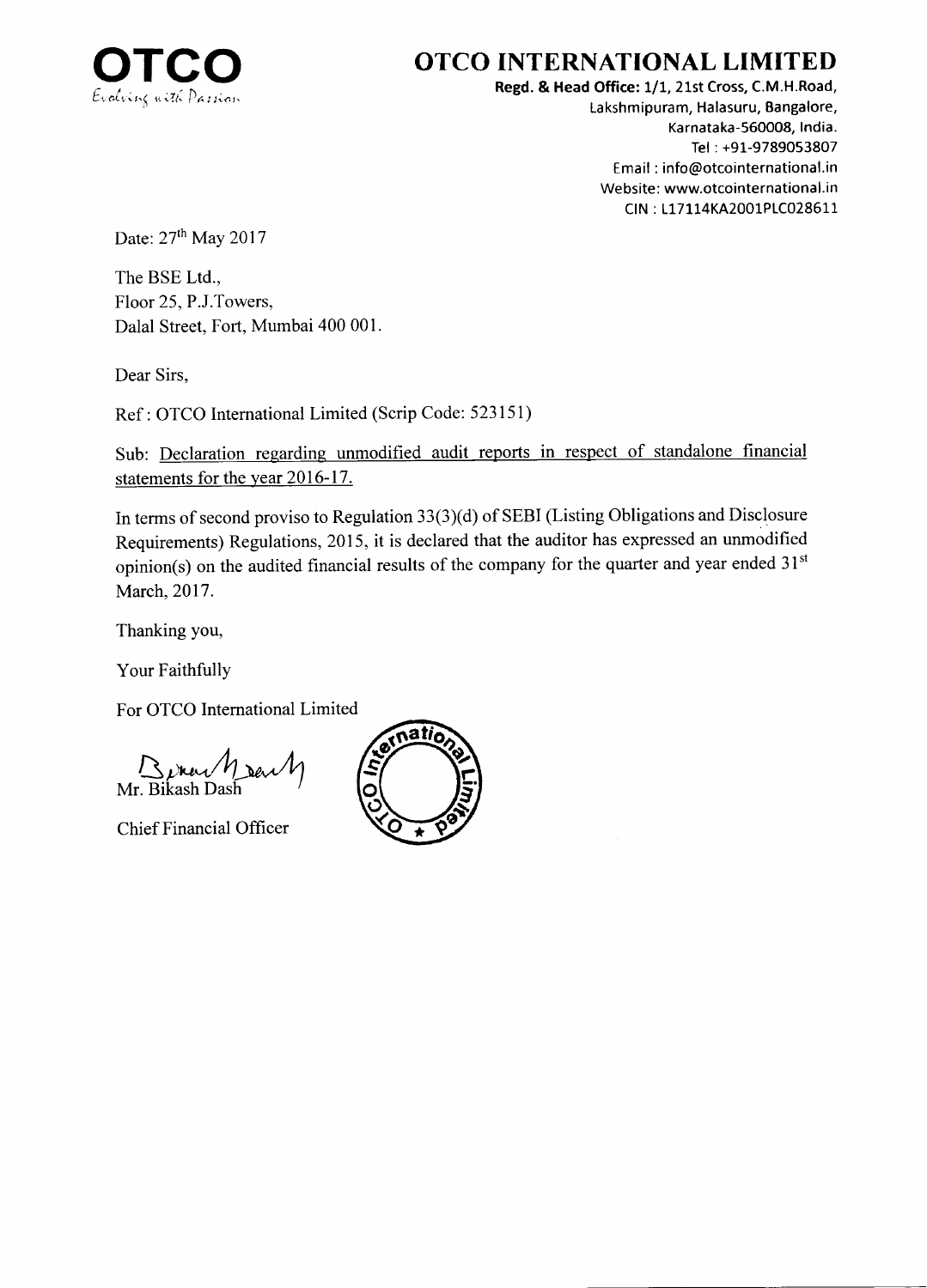# OTCO INTERNATIONAL LIMITED

OTCO
*Evolving with Passion*

**Regd. & Head Office:** 1/1, 21st Cross, C.M.H.Road,
Lakshmipuram, Halasuru, Bangalore,
Karnataka-560008, India.
Tel : +91-9789053807
Email : info@otcointernational.in
Website: www.otcointernational.in
CIN : L17114KA2001PLC028611

Date: 27th May 2017

The BSE Ltd.,
Floor 25, P.J.Towers,
Dalal Street, Fort, Mumbai 400 001.

Dear Sirs,

Ref : OTCO International Limited (Scrip Code: 523151)

Sub: Declaration regarding unmodified audit reports in respect of standalone financial statements for the year 2016-17.

In terms of second proviso to Regulation 33(3)(d) of SEBI (Listing Obligations and Disclosure Requirements) Regulations, 2015, it is declared that the auditor has expressed an unmodified opinion(s) on the audited financial results of the company for the quarter and year ended 31st March, 2017.

Thanking you,

Your Faithfully

For OTCO International Limited

Mr. Bikash Dash

Chief Financial Officer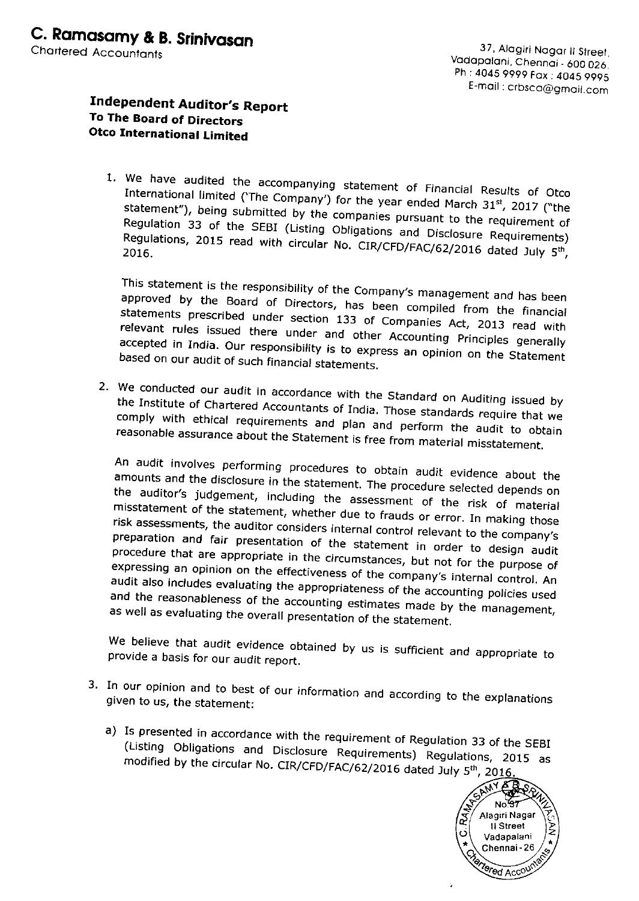# C. Ramasamy & B. Srinivasan

Chartered Accountants

37, Alagiri Nagar II Street,
Vadapalani, Chennai - 600 026.
Ph : 4045 9999 Fax : 4045 9995
E-mail : crbsca@gmail.com

**Independent Auditor's Report**
**To The Board of Directors**
**Otco International Limited**

1. We have audited the accompanying statement of Financial Results of Otco International limited ('The Company') for the year ended March 31st, 2017 ("the statement"), being submitted by the companies pursuant to the requirement of Regulation 33 of the SEBI (Listing Obligations and Disclosure Requirements) Regulations, 2015 read with circular No. CIR/CFD/FAC/62/2016 dated July 5th, 2016.

   This statement is the responsibility of the Company's management and has been approved by the Board of Directors, has been compiled from the financial statements prescribed under section 133 of Companies Act, 2013 read with relevant rules issued there under and other Accounting Principles generally accepted in India. Our responsibility is to express an opinion on the Statement based on our audit of such financial statements.

2. We conducted our audit in accordance with the Standard on Auditing issued by the Institute of Chartered Accountants of India. Those standards require that we comply with ethical requirements and plan and perform the audit to obtain reasonable assurance about the Statement is free from material misstatement.

   An audit involves performing procedures to obtain audit evidence about the amounts and the disclosure in the statement. The procedure selected depends on the auditor's judgement, including the assessment of the risk of material misstatement of the statement, whether due to frauds or error. In making those risk assessments, the auditor considers internal control relevant to the company's preparation and fair presentation of the statement in order to design audit procedure that are appropriate in the circumstances, but not for the purpose of expressing an opinion on the effectiveness of the company's internal control. An audit also includes evaluating the appropriateness of the accounting policies used and the reasonableness of the accounting estimates made by the management, as well as evaluating the overall presentation of the statement.

   We believe that audit evidence obtained by us is sufficient and appropriate to provide a basis for our audit report.

3. In our opinion and to best of our information and according to the explanations given to us, the statement:

   a) Is presented in accordance with the requirement of Regulation 33 of the SEBI (Listing Obligations and Disclosure Requirements) Regulations, 2015 as modified by the circular No. CIR/CFD/FAC/62/2016 dated July 5th, 2016.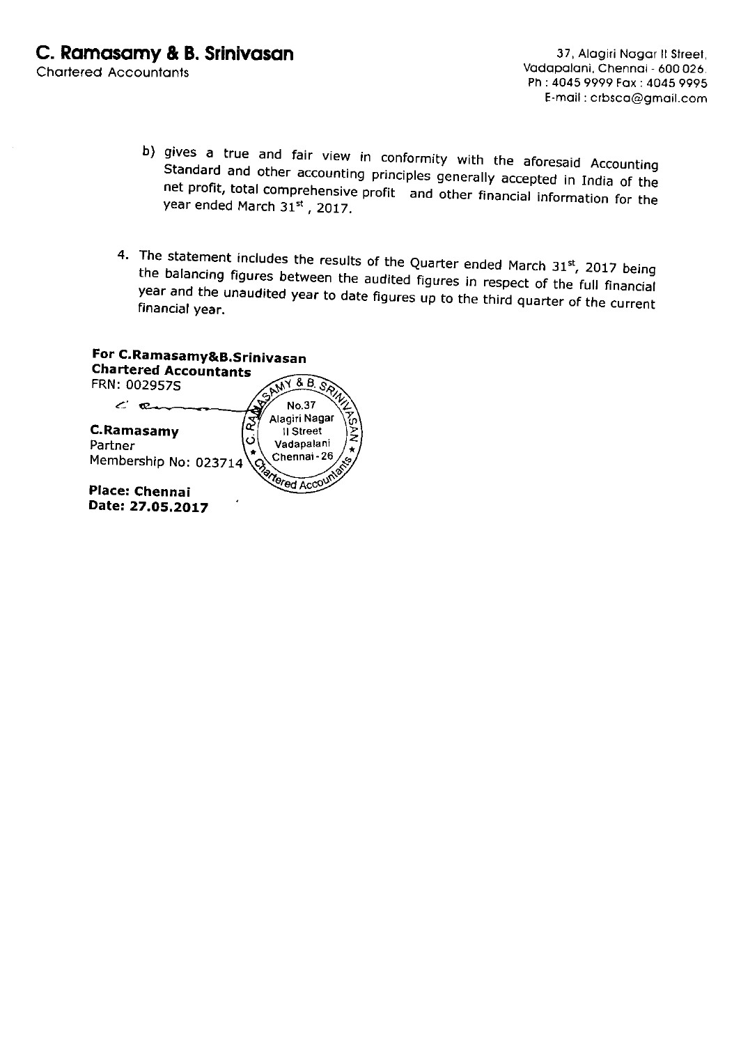**C. Ramasamy & B. Srinivasan**
Chartered Accountants

37, Alagiri Nagar II Street,
Vadapalani, Chennai - 600 026.
Ph : 4045 9999 Fax : 4045 9995
E-mail : crbsca@gmail.com

b) gives a true and fair view in conformity with the aforesaid Accounting Standard and other accounting principles generally accepted in India of the net profit, total comprehensive profit and other financial information for the year ended March 31st, 2017.

4. The statement includes the results of the Quarter ended March 31st, 2017 being the balancing figures between the audited figures in respect of the full financial year and the unaudited year to date figures up to the third quarter of the current financial year.

**For C.Ramasamy&B.Srinivasan**
**Chartered Accountants**
FRN: 002957S

**C.Ramasamy**
Partner
Membership No: 023714

**Place: Chennai**
**Date: 27.05.2017**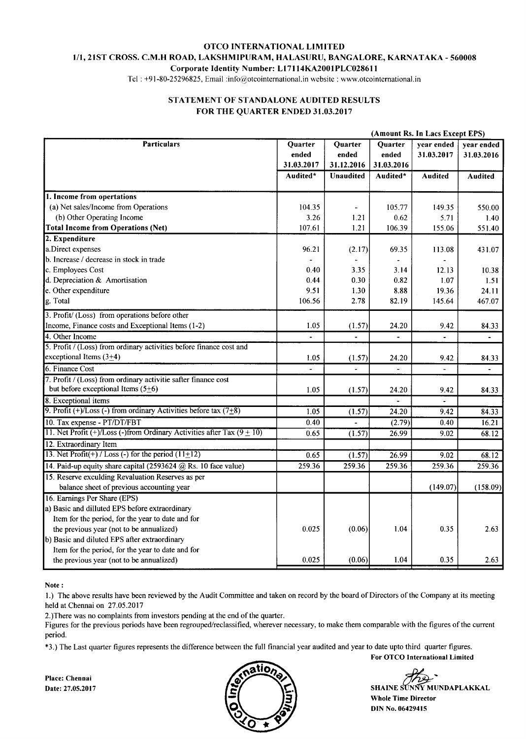# OTCO INTERNATIONAL LIMITED

**1/1, 21ST CROSS. C.M.H ROAD, LAKSHMIPURAM, HALASURU, BANGALORE, KARNATAKA - 560008**

**Corporate Identity Number: L17114KA2001PLC028611**

Tel : +91-80-25296825, Email :info@otcointernational.in website : www.otcointernational.in

## STATEMENT OF STANDALONE AUDITED RESULTS FOR THE QUARTER ENDED 31.03.2017

**(Amount Rs. In Lacs Except EPS)**

| Particulars | Quarter ended 31.03.2017 | Quarter ended 31.12.2016 | Quarter ended 31.03.2016 | year ended 31.03.2017 | year ended 31.03.2016 |
|---|---|---|---|---|---|
| | Audited* | Unaudited | Audited* | Audited | Audited |
| **1. Income from opertations** | | | | | |
| (a) Net sales/Income from Operations | 104.35 | - | 105.77 | 149.35 | 550.00 |
| (b) Other Operating Income | 3.26 | 1.21 | 0.62 | 5.71 | 1.40 |
| **Total Income from Operations (Net)** | 107.61 | 1.21 | 106.39 | 155.06 | 551.40 |
| **2. Expenditure** | | | | | |
| a.Direct expenses | 96.21 | (2.17) | 69.35 | 113.08 | 431.07 |
| b. Increase / decrease in stock in trade | - | - | - | - | |
| c. Employees Cost | 0.40 | 3.35 | 3.14 | 12.13 | 10.38 |
| d. Depreciation & Amortisation | 0.44 | 0.30 | 0.82 | 1.07 | 1.51 |
| e. Other expenditure | 9.51 | 1.30 | 8.88 | 19.36 | 24.11 |
| g. Total | 106.56 | 2.78 | 82.19 | 145.64 | 467.07 |
| 3. Profit/ (Loss) from operations before other Income, Finance costs and Exceptional Items (1-2) | 1.05 | (1.57) | 24.20 | 9.42 | 84.33 |
| 4. Other Income | - | - | - | - | - |
| 5. Profit / (Loss) from ordinary activities before finance cost and exceptional Items (3+4) | 1.05 | (1.57) | 24.20 | 9.42 | 84.33 |
| 6. Finance Cost | - | - | - | - | - |
| 7. Profit / (Loss) from ordinary activitie safter finance cost but before exceptional Items (5+6) | 1.05 | (1.57) | 24.20 | 9.42 | 84.33 |
| 8. Exceptional items | | | - | - | |
| 9. Profit (+)/Loss (-) from ordinary Activities before tax (7+8) | 1.05 | (1.57) | 24.20 | 9.42 | 84.33 |
| 10. Tax expense - PT/DT/FBT | 0.40 | - | (2.79) | 0.40 | 16.21 |
| 11. Net Profit (+)/Loss (-)from Ordinary Activities after Tax (9 + 10) | 0.65 | (1.57) | 26.99 | 9.02 | 68.12 |
| 12. Extraordinary Item | | | | | |
| 13. Net Profit(+) / Loss (-) for the period (11+12) | 0.65 | (1.57) | 26.99 | 9.02 | 68.12 |
| 14. Paid-up equity share capital (2593624 @ Rs. 10 face value) | 259.36 | 259.36 | 259.36 | 259.36 | 259.36 |
| 15. Reserve exculding Revaluation Reserves as per balance sheet of previous accounting year | | | | (149.07) | (158.09) |
| 16. Earnings Per Share (EPS) | | | | | |
| a) Basic and dilluted EPS before extraordinary Item for the period, for the year to date and for the previous year (not to be annualized) | 0.025 | (0.06) | 1.04 | 0.35 | 2.63 |
| b) Basic and diluted EPS after extraordinary Item for the period, for the year to date and for the previous year (not to be annualized) | 0.025 | (0.06) | 1.04 | 0.35 | 2.63 |

**Note :**

1.) The above results have been reviewed by the Audit Committee and taken on record by the board of Directors of the Company at its meeting held at Chennai on 27.05.2017

2.)There was no complaints from investors pending at the end of the quarter.

Figures for the previous periods have been regrouped/reclassified, wherever necessary, to make them comparable with the figures of the current period.

*3.) The Last quarter figures represents the difference between the full financial year audited and year to date upto third quarter figures.

**For OTCO International Limited**

**Place: Chennai**
**Date: 27.05.2017**

**SHAINE SUNNY MUNDAPLAKKAL**
**Whole Time Director**
**DIN No. 06429415**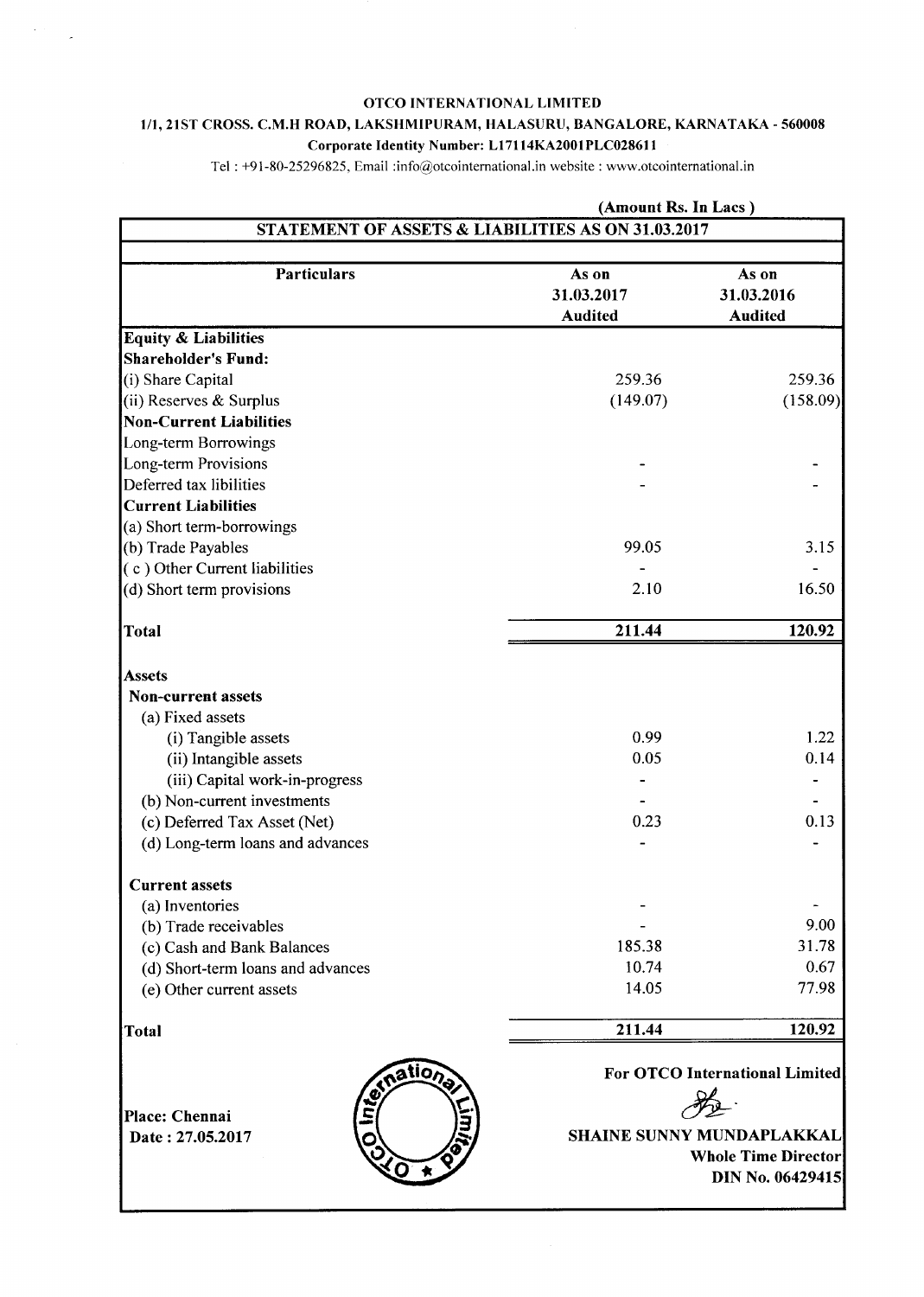**OTCO INTERNATIONAL LIMITED**

**1/1, 21ST CROSS. C.M.H ROAD, LAKSHMIPURAM, HALASURU, BANGALORE, KARNATAKA - 560008**

**Corporate Identity Number: L17114KA2001PLC028611**

Tel : +91-80-25296825, Email :info@otcointernational.in website : www.otcointernational.in

**(Amount Rs. In Lacs )**

## STATEMENT OF ASSETS & LIABILITIES AS ON 31.03.2017

| Particulars | As on 31.03.2017 Audited | As on 31.03.2016 Audited |
|---|---|---|
| **Equity & Liabilities** | | |
| **Shareholder's Fund:** | | |
| (i) Share Capital | 259.36 | 259.36 |
| (ii) Reserves & Surplus | (149.07) | (158.09) |
| **Non-Current Liabilities** | | |
| Long-term Borrowings | | |
| Long-term Provisions | - | - |
| Deferred tax libilities | - | - |
| **Current Liabilities** | | |
| (a) Short term-borrowings | | |
| (b) Trade Payables | 99.05 | 3.15 |
| ( c ) Other Current liabilities | - | - |
| (d) Short term provisions | 2.10 | 16.50 |
| **Total** | **211.44** | **120.92** |
| **Assets** | | |
| **Non-current assets** | | |
| (a) Fixed assets | | |
| (i) Tangible assets | 0.99 | 1.22 |
| (ii) Intangible assets | 0.05 | 0.14 |
| (iii) Capital work-in-progress | - | - |
| (b) Non-current investments | - | - |
| (c) Deferred Tax Asset (Net) | 0.23 | 0.13 |
| (d) Long-term loans and advances | - | - |
| **Current assets** | | |
| (a) Inventories | - | - |
| (b) Trade receivables | - | 9.00 |
| (c) Cash and Bank Balances | 185.38 | 31.78 |
| (d) Short-term loans and advances | 10.74 | 0.67 |
| (e) Other current assets | 14.05 | 77.98 |
| **Total** | **211.44** | **120.92** |

**Place: Chennai**
**Date : 27.05.2017**

**For OTCO International Limited**

**SHAINE SUNNY MUNDAPLAKKAL**
**Whole Time Director**
**DIN No. 06429415**